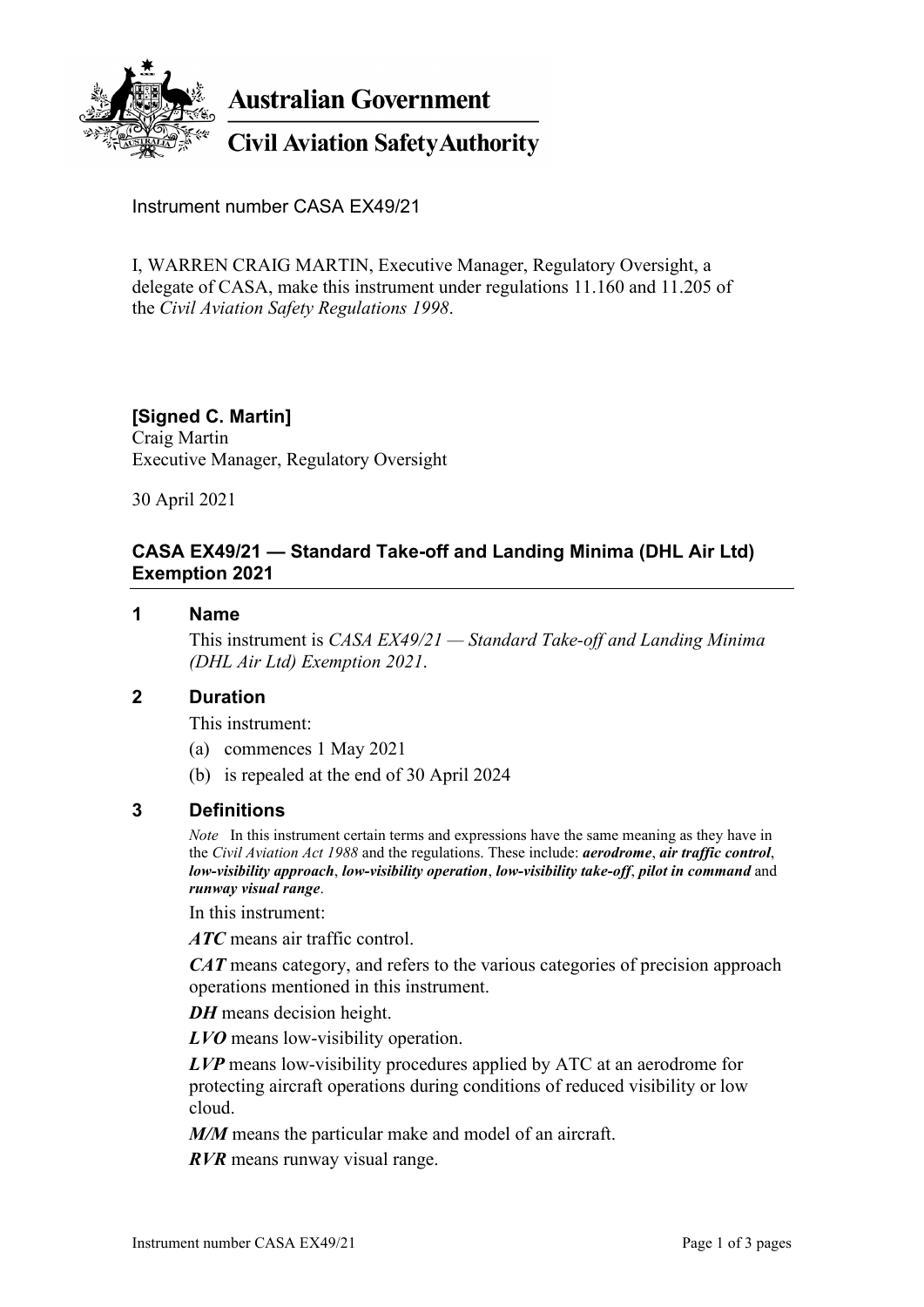**Australian Government**

**Civil Aviation Safety Authority**

Instrument number CASA EX49/21

I, WARREN CRAIG MARTIN, Executive Manager, Regulatory Oversight, a delegate of CASA, make this instrument under regulations 11.160 and 11.205 of the *Civil Aviation Safety Regulations 1998*.

**[Signed C. Martin]**
Craig Martin
Executive Manager, Regulatory Oversight

30 April 2021

## CASA EX49/21 — Standard Take-off and Landing Minima (DHL Air Ltd) Exemption 2021

### 1 Name

This instrument is *CASA EX49/21 — Standard Take-off and Landing Minima (DHL Air Ltd) Exemption 2021*.

### 2 Duration

This instrument:

(a) commences 1 May 2021

(b) is repealed at the end of 30 April 2024

### 3 Definitions

*Note* In this instrument certain terms and expressions have the same meaning as they have in the *Civil Aviation Act 1988* and the regulations. These include: ***aerodrome***, ***air traffic control***, ***low-visibility approach***, ***low-visibility operation***, ***low-visibility take-off***, ***pilot in command*** and ***runway visual range***.

In this instrument:

***ATC*** means air traffic control.

***CAT*** means category, and refers to the various categories of precision approach operations mentioned in this instrument.

***DH*** means decision height.

***LVO*** means low-visibility operation.

***LVP*** means low-visibility procedures applied by ATC at an aerodrome for protecting aircraft operations during conditions of reduced visibility or low cloud.

***M/M*** means the particular make and model of an aircraft.

***RVR*** means runway visual range.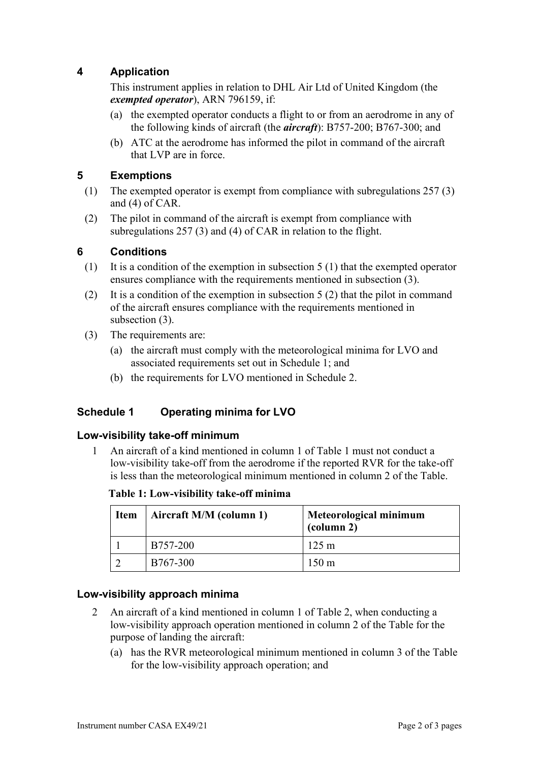## 4 Application

This instrument applies in relation to DHL Air Ltd of United Kingdom (the ***exempted operator***), ARN 796159, if:

(a) the exempted operator conducts a flight to or from an aerodrome in any of the following kinds of aircraft (the ***aircraft***): B757-200; B767-300; and

(b) ATC at the aerodrome has informed the pilot in command of the aircraft that LVP are in force.

## 5 Exemptions

(1) The exempted operator is exempt from compliance with subregulations 257 (3) and (4) of CAR.

(2) The pilot in command of the aircraft is exempt from compliance with subregulations 257 (3) and (4) of CAR in relation to the flight.

## 6 Conditions

(1) It is a condition of the exemption in subsection 5 (1) that the exempted operator ensures compliance with the requirements mentioned in subsection (3).

(2) It is a condition of the exemption in subsection 5 (2) that the pilot in command of the aircraft ensures compliance with the requirements mentioned in subsection (3).

(3) The requirements are:

(a) the aircraft must comply with the meteorological minima for LVO and associated requirements set out in Schedule 1; and

(b) the requirements for LVO mentioned in Schedule 2.

## Schedule 1 Operating minima for LVO

### Low-visibility take-off minimum

1 An aircraft of a kind mentioned in column 1 of Table 1 must not conduct a low-visibility take-off from the aerodrome if the reported RVR for the take-off is less than the meteorological minimum mentioned in column 2 of the Table.

**Table 1: Low-visibility take-off minima**

| Item | Aircraft M/M (column 1) | Meteorological minimum (column 2) |
|---|---|---|
| 1 | B757-200 | 125 m |
| 2 | B767-300 | 150 m |

### Low-visibility approach minima

2 An aircraft of a kind mentioned in column 1 of Table 2, when conducting a low-visibility approach operation mentioned in column 2 of the Table for the purpose of landing the aircraft:

(a) has the RVR meteorological minimum mentioned in column 3 of the Table for the low-visibility approach operation; and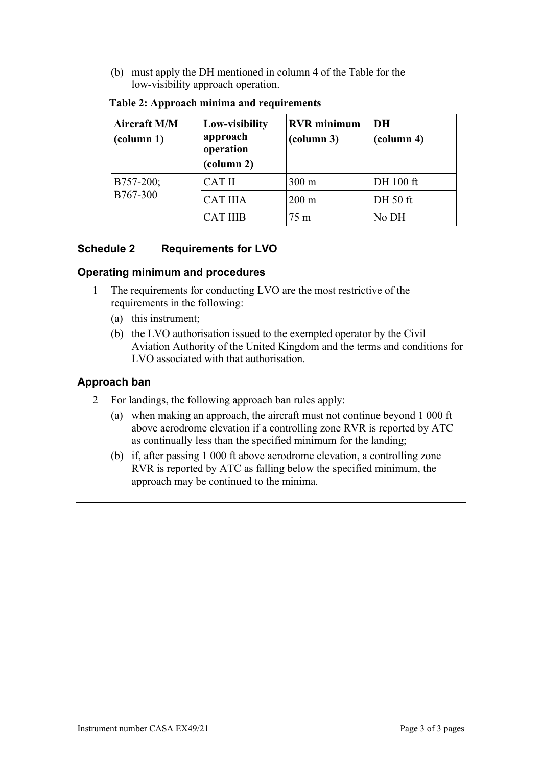(b) must apply the DH mentioned in column 4 of the Table for the low-visibility approach operation.

**Table 2: Approach minima and requirements**

| Aircraft M/M (column 1) | Low-visibility approach operation (column 2) | RVR minimum (column 3) | DH (column 4) |
|---|---|---|---|
| B757-200; B767-300 | CAT II | 300 m | DH 100 ft |
| | CAT IIIA | 200 m | DH 50 ft |
| | CAT IIIB | 75 m | No DH |

## Schedule 2 Requirements for LVO

### Operating minimum and procedures

1 The requirements for conducting LVO are the most restrictive of the requirements in the following:

(a) this instrument;

(b) the LVO authorisation issued to the exempted operator by the Civil Aviation Authority of the United Kingdom and the terms and conditions for LVO associated with that authorisation.

### Approach ban

2 For landings, the following approach ban rules apply:

(a) when making an approach, the aircraft must not continue beyond 1 000 ft above aerodrome elevation if a controlling zone RVR is reported by ATC as continually less than the specified minimum for the landing;

(b) if, after passing 1 000 ft above aerodrome elevation, a controlling zone RVR is reported by ATC as falling below the specified minimum, the approach may be continued to the minima.